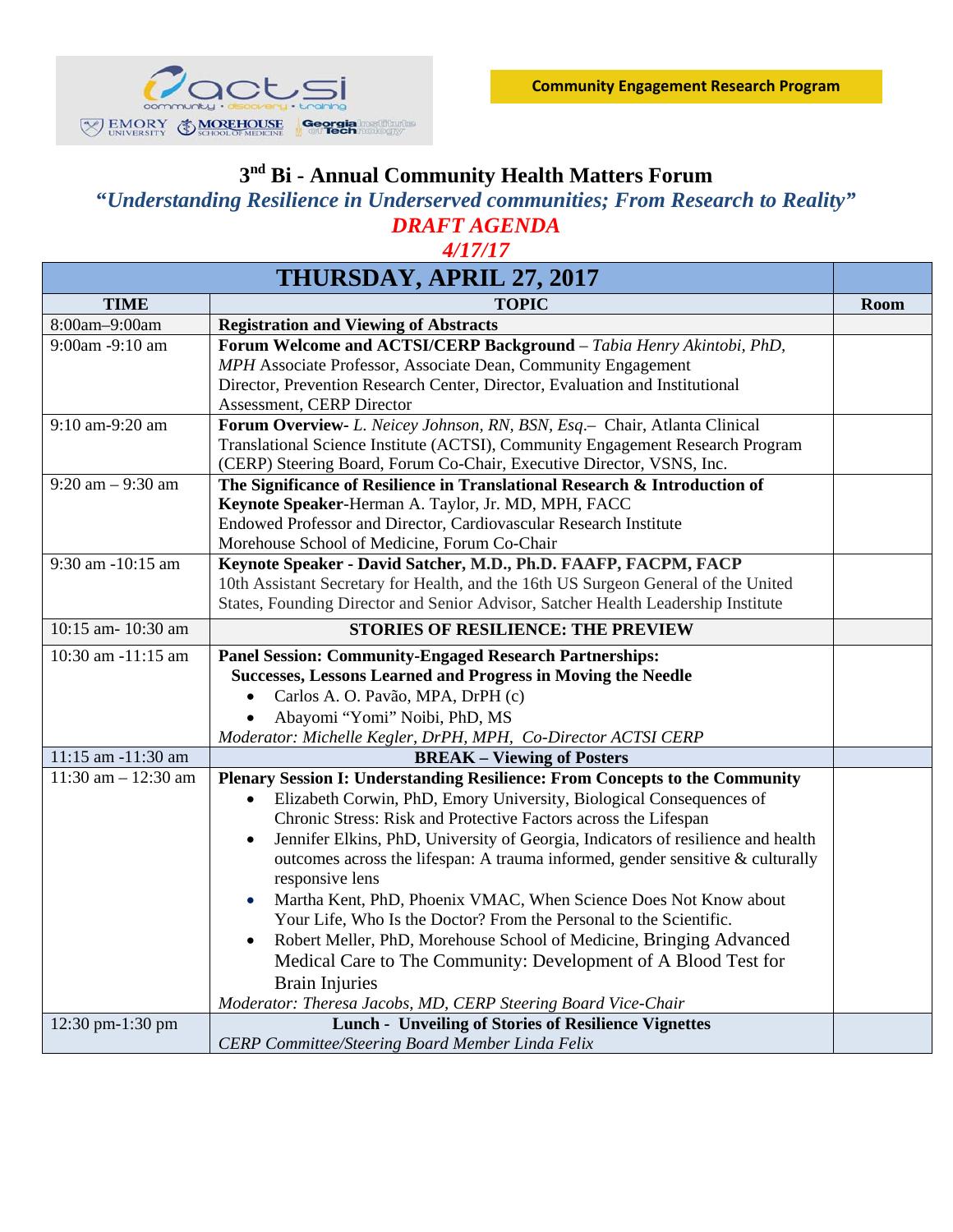actsi community • discovery • training

EMORY UNIVERSITY | MOREHOUSE SCHOOL OF MEDICINE | Georgia Institute of Technology

**Community Engagement Research Program**

# 3rd Bi - Annual Community Health Matters Forum

***"Understanding Resilience in Underserved communities; From Research to Reality"***

***DRAFT AGENDA***

***4/17/17***

| THURSDAY, APRIL 27, 2017 | | |
|---|---|---|
| **TIME** | **TOPIC** | **Room** |
| 8:00am–9:00am | **Registration and Viewing of Abstracts** | |
| 9:00am -9:10 am | **Forum Welcome and ACTSI/CERP Background** – *Tabia Henry Akintobi, PhD, MPH* Associate Professor, Associate Dean, Community Engagement Director, Prevention Research Center, Director, Evaluation and Institutional Assessment, CERP Director | |
| 9:10 am-9:20 am | **Forum Overview-** *L. Neicey Johnson, RN, BSN, Esq*.– Chair, Atlanta Clinical Translational Science Institute (ACTSI), Community Engagement Research Program (CERP) Steering Board, Forum Co-Chair, Executive Director, VSNS, Inc. | |
| 9:20 am – 9:30 am | **The Significance of Resilience in Translational Research & Introduction of Keynote Speaker**-Herman A. Taylor, Jr. MD, MPH, FACC<br>Endowed Professor and Director, Cardiovascular Research Institute<br>Morehouse School of Medicine, Forum Co-Chair | |
| 9:30 am -10:15 am | **Keynote Speaker - David Satcher, M.D., Ph.D. FAAFP, FACPM, FACP**<br>10th Assistant Secretary for Health, and the 16th US Surgeon General of the United States, Founding Director and Senior Advisor, Satcher Health Leadership Institute | |
| 10:15 am- 10:30 am | **STORIES OF RESILIENCE: THE PREVIEW** | |
| 10:30 am -11:15 am | **Panel Session: Community-Engaged Research Partnerships: Successes, Lessons Learned and Progress in Moving the Needle**<br>• Carlos A. O. Pavão, MPA, DrPH (c)<br>• Abayomi "Yomi" Noibi, PhD, MS<br>*Moderator: Michelle Kegler, DrPH, MPH, Co-Director ACTSI CERP* | |
| 11:15 am -11:30 am | **BREAK – Viewing of Posters** | |
| 11:30 am – 12:30 am | **Plenary Session I: Understanding Resilience: From Concepts to the Community**<br>• Elizabeth Corwin, PhD, Emory University, Biological Consequences of Chronic Stress: Risk and Protective Factors across the Lifespan<br>• Jennifer Elkins, PhD, University of Georgia, Indicators of resilience and health outcomes across the lifespan: A trauma informed, gender sensitive & culturally responsive lens<br>• Martha Kent, PhD, Phoenix VMAC, When Science Does Not Know about Your Life, Who Is the Doctor? From the Personal to the Scientific.<br>• Robert Meller, PhD, Morehouse School of Medicine, Bringing Advanced Medical Care to The Community: Development of A Blood Test for Brain Injuries<br>*Moderator: Theresa Jacobs, MD, CERP Steering Board Vice-Chair* | |
| 12:30 pm-1:30 pm | **Lunch - Unveiling of Stories of Resilience Vignettes**<br>*CERP Committee/Steering Board Member Linda Felix* | |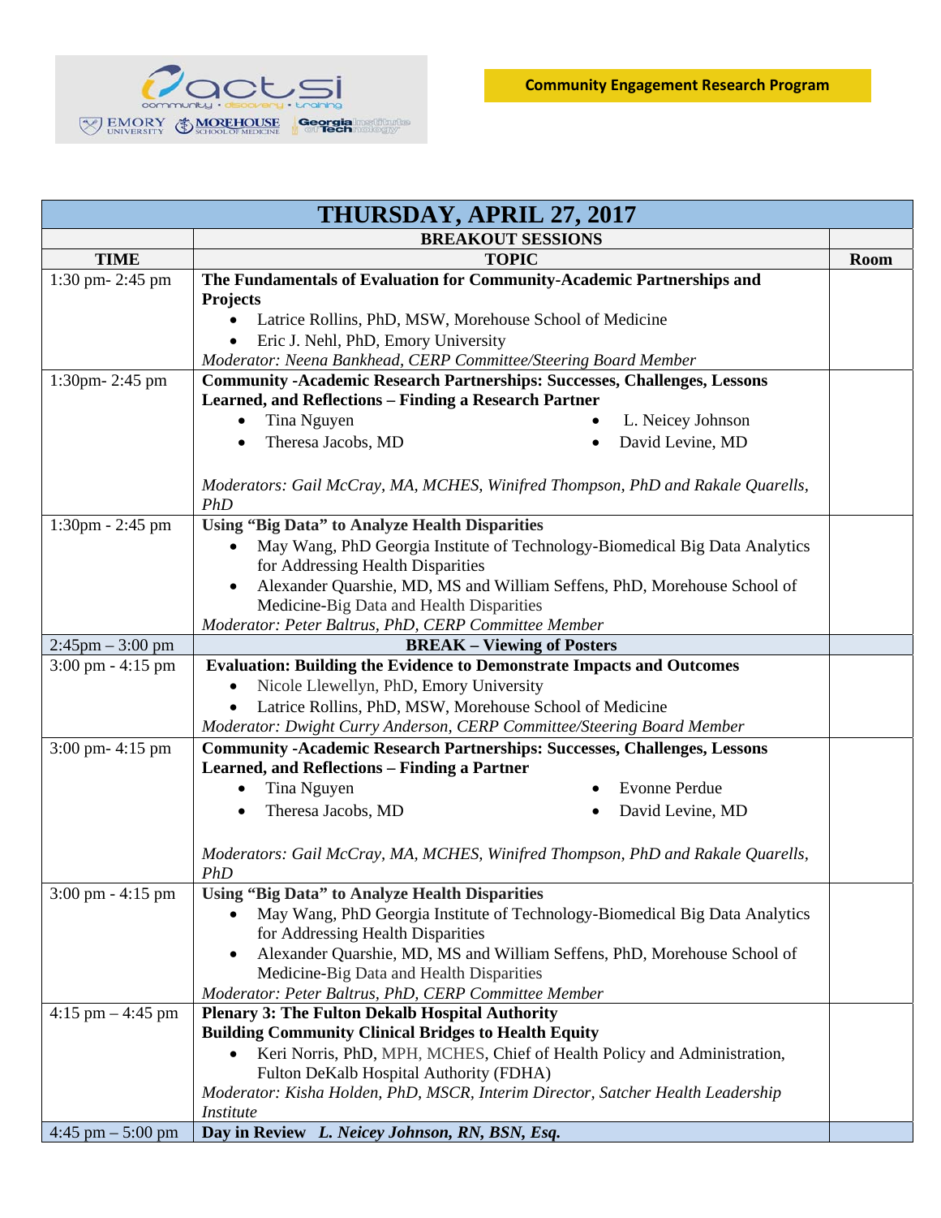**Community Engagement Research Program**

| THURSDAY, APRIL 27, 2017 | | |
|---|---|---|
| | **BREAKOUT SESSIONS** | |
| **TIME** | **TOPIC** | **Room** |
| 1:30 pm- 2:45 pm | **The Fundamentals of Evaluation for Community-Academic Partnerships and Projects**<br>• Latrice Rollins, PhD, MSW, Morehouse School of Medicine<br>• Eric J. Nehl, PhD, Emory University<br>*Moderator: Neena Bankhead, CERP Committee/Steering Board Member* | |
| 1:30pm- 2:45 pm | **Community -Academic Research Partnerships: Successes, Challenges, Lessons Learned, and Reflections – Finding a Research Partner**<br>• Tina Nguyen<br>• Theresa Jacobs, MD<br>• L. Neicey Johnson<br>• David Levine, MD<br>*Moderators: Gail McCray, MA, MCHES, Winifred Thompson, PhD and Rakale Quarells, PhD* | |
| 1:30pm - 2:45 pm | **Using "Big Data" to Analyze Health Disparities**<br>• May Wang, PhD Georgia Institute of Technology-Biomedical Big Data Analytics for Addressing Health Disparities<br>• Alexander Quarshie, MD, MS and William Seffens, PhD, Morehouse School of Medicine-Big Data and Health Disparities<br>*Moderator: Peter Baltrus, PhD, CERP Committee Member* | |
| 2:45pm – 3:00 pm | **BREAK – Viewing of Posters** | |
| 3:00 pm - 4:15 pm | **Evaluation: Building the Evidence to Demonstrate Impacts and Outcomes**<br>• Nicole Llewellyn, PhD, Emory University<br>• Latrice Rollins, PhD, MSW, Morehouse School of Medicine<br>*Moderator: Dwight Curry Anderson, CERP Committee/Steering Board Member* | |
| 3:00 pm- 4:15 pm | **Community -Academic Research Partnerships: Successes, Challenges, Lessons Learned, and Reflections – Finding a Partner**<br>• Tina Nguyen<br>• Theresa Jacobs, MD<br>• Evonne Perdue<br>• David Levine, MD<br>*Moderators: Gail McCray, MA, MCHES, Winifred Thompson, PhD and Rakale Quarells, PhD* | |
| 3:00 pm - 4:15 pm | **Using "Big Data" to Analyze Health Disparities**<br>• May Wang, PhD Georgia Institute of Technology-Biomedical Big Data Analytics for Addressing Health Disparities<br>• Alexander Quarshie, MD, MS and William Seffens, PhD, Morehouse School of Medicine-Big Data and Health Disparities<br>*Moderator: Peter Baltrus, PhD, CERP Committee Member* | |
| 4:15 pm – 4:45 pm | **Plenary 3: The Fulton Dekalb Hospital Authority**<br>**Building Community Clinical Bridges to Health Equity**<br>• Keri Norris, PhD, MPH, MCHES, Chief of Health Policy and Administration, Fulton DeKalb Hospital Authority (FDHA)<br>*Moderator: Kisha Holden, PhD, MSCR, Interim Director, Satcher Health Leadership Institute* | |
| 4:45 pm – 5:00 pm | **Day in Review** ***L. Neicey Johnson, RN, BSN, Esq.*** | |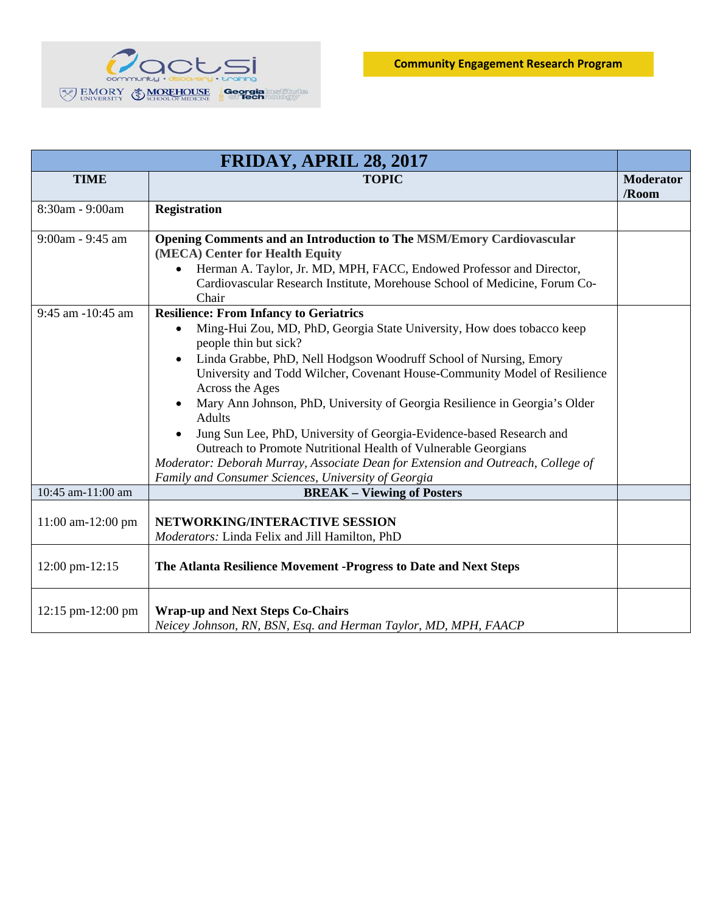Community Engagement Research Program

| FRIDAY, APRIL 28, 2017 | | |
|---|---|---|
| **TIME** | **TOPIC** | **Moderator /Room** |
| 8:30am - 9:00am | **Registration** | |
| 9:00am - 9:45 am | **Opening Comments and an Introduction to The MSM/Emory Cardiovascular (MECA) Center for Health Equity**<br>• Herman A. Taylor, Jr. MD, MPH, FACC, Endowed Professor and Director, Cardiovascular Research Institute, Morehouse School of Medicine, Forum Co-Chair | |
| 9:45 am -10:45 am | **Resilience: From Infancy to Geriatrics**<br>• Ming-Hui Zou, MD, PhD, Georgia State University, How does tobacco keep people thin but sick?<br>• Linda Grabbe, PhD, Nell Hodgson Woodruff School of Nursing, Emory University and Todd Wilcher, Covenant House-Community Model of Resilience Across the Ages<br>• Mary Ann Johnson, PhD, University of Georgia Resilience in Georgia's Older Adults<br>• Jung Sun Lee, PhD, University of Georgia-Evidence-based Research and Outreach to Promote Nutritional Health of Vulnerable Georgians<br>*Moderator: Deborah Murray, Associate Dean for Extension and Outreach, College of Family and Consumer Sciences, University of Georgia* | |
| 10:45 am-11:00 am | **BREAK – Viewing of Posters** | |
| 11:00 am-12:00 pm | **NETWORKING/INTERACTIVE SESSION**<br>*Moderators:* Linda Felix and Jill Hamilton, PhD | |
| 12:00 pm-12:15 | **The Atlanta Resilience Movement -Progress to Date and Next Steps** | |
| 12:15 pm-12:00 pm | **Wrap-up and Next Steps Co-Chairs**<br>*Neicey Johnson, RN, BSN, Esq. and Herman Taylor, MD, MPH, FAACP* | |